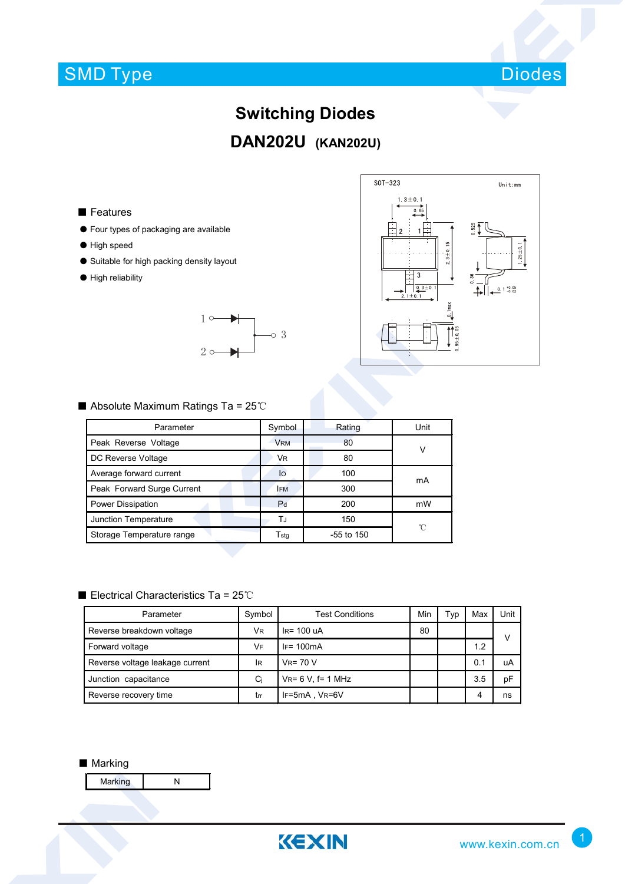SMD Type　　　　　　　　　　　　　　　　　　　　　　　　　　　　　　　　Diodes

# Switching Diodes

## DAN202U (KAN202U)

### Features

- Four types of packaging are available
- High speed
- Suitable for high packing density layout
- High reliability

### Absolute Maximum Ratings Ta = 25℃

| Parameter | Symbol | Rating | Unit |
|---|---|---|---|
| Peak Reverse Voltage | $V_{RM}$ | 80 | V |
| DC Reverse Voltage | $V_R$ | 80 | |
| Average forward current | $I_O$ | 100 | mA |
| Peak Forward Surge Current | $I_{FM}$ | 300 | |
| Power Dissipation | $P_d$ | 200 | mW |
| Junction Temperature | $T_J$ | 150 | ℃ |
| Storage Temperature range | $T_{stg}$ | -55 to 150 | |

### Electrical Characteristics Ta = 25℃

| Parameter | Symbol | Test Conditions | Min | Typ | Max | Unit |
|---|---|---|---|---|---|---|
| Reverse breakdown voltage | $V_R$ | $I_R$= 100 uA | 80 | | | V |
| Forward voltage | $V_F$ | $I_F$= 100mA | | | 1.2 | |
| Reverse voltage leakage current | $I_R$ | $V_R$= 70 V | | | 0.1 | uA |
| Junction capacitance | $C_j$ | $V_R$= 6 V, f= 1 MHz | | | 3.5 | pF |
| Reverse recovery time | $t_{rr}$ | $I_F$=5mA , $V_R$=6V | | | 4 | ns |

### Marking

| Marking | N |
|---|---|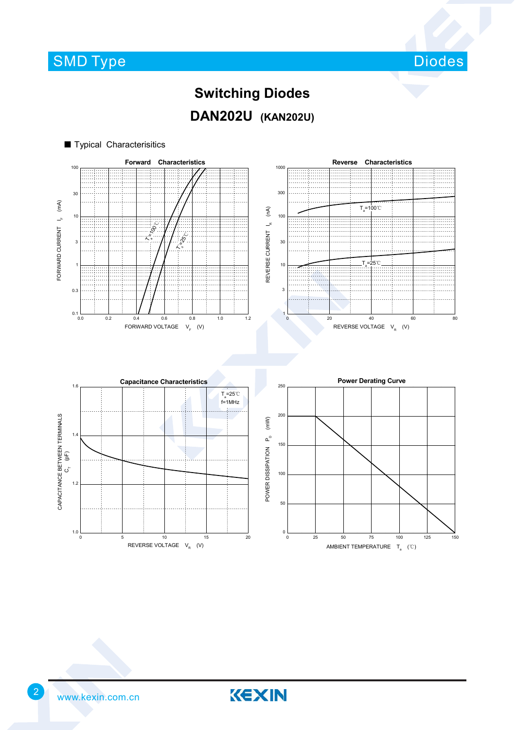# Switching Diodes

## DAN202U (KAN202U)

■ Typical Characterisitics

**Forward Characteristics**

FORWARD CURRENT $I_F$ (mA)

100
30
10
3
1
0.3
0.1

0.0 0.2 0.4 0.6 0.8 1.0 1.2

FORWARD VOLTAGE $V_F$ (V)

$T_a$=100℃
$T_a$=25℃

**Reverse Characteristics**

REVERSE CURRENT $I_R$ (nA)

1000
300
100
30
10
3
1

0 20 40 60 80

REVERSE VOLTAGE $V_R$ (V)

$T_a$=100℃
$T_a$=25℃

**Capacitance Characteristics**

CAPACITANCE BETWEEN TERMINALS $C_T$ (pF)

1.6
1.4
1.2
1.0

0 5 10 15 20

REVERSE VOLTAGE $V_R$ (V)

$T_a$=25℃
f=1MHz

**Power Derating Curve**

POWER DISSIPATION $P_D$ (mW)

250
200
150
100
50
0

0 25 50 75 100 125 150

AMBIENT TEMPERATURE $T_a$ (℃)